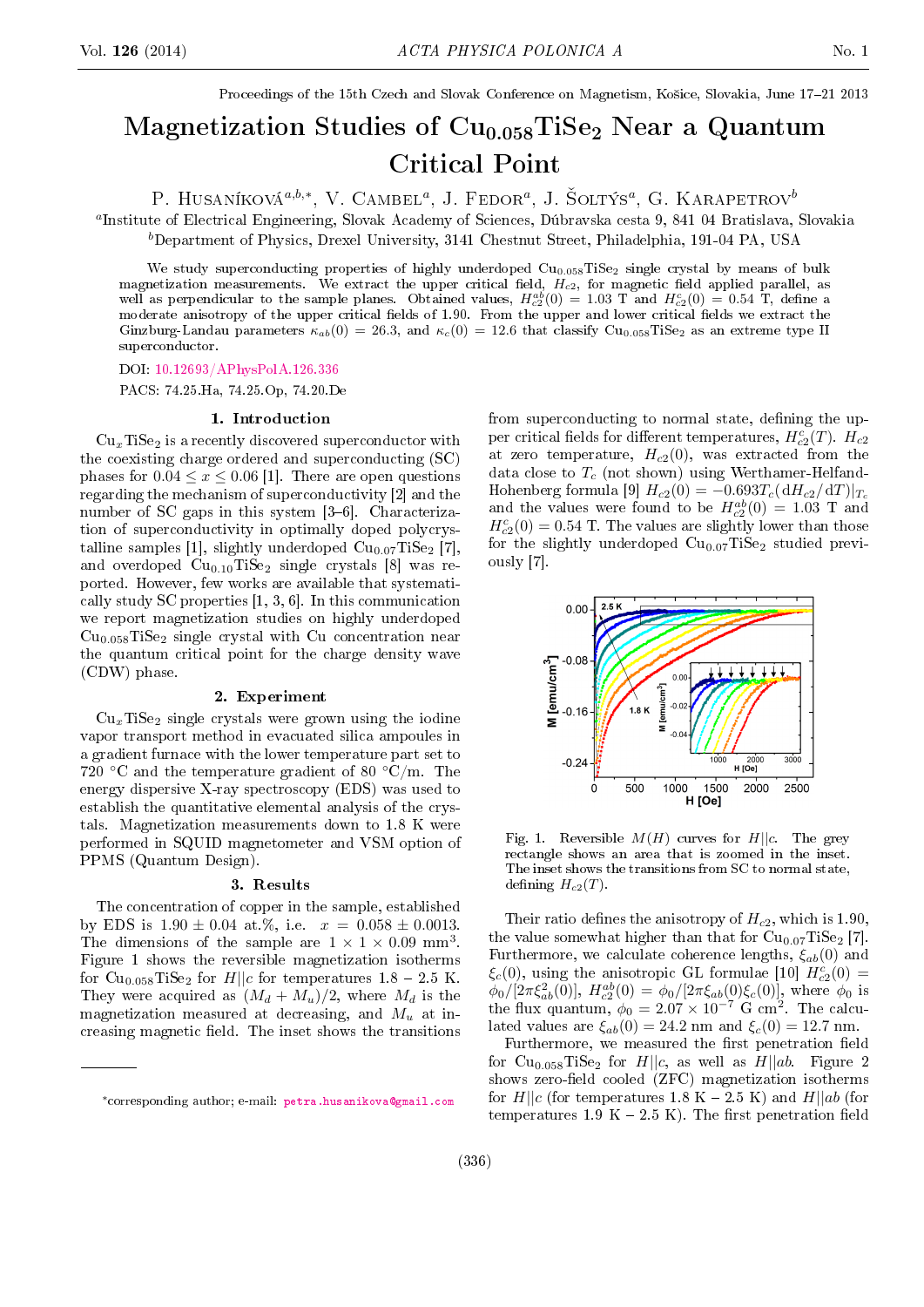Proceedings of the 15th Czech and Slovak Conference on Magnetism, Košice, Slovakia, June 17–21 2013

# Magnetization Studies of $Cu_{0.058}TiSe_2$ Near a Quantum Critical Point

P. Husaníková[a,b,*], V. Cambel[a], J. Fedor[a], J. Šoltýs[a], G. Karapetrov[b]

[a]Institute of Electrical Engineering, Slovak Academy of Sciences, Dúbravska cesta 9, 841 04 Bratislava, Slovakia

[b]Department of Physics, Drexel University, 3141 Chestnut Street, Philadelphia, 191-04 PA, USA

We study superconducting properties of highly underdoped $Cu_{0.058}TiSe_2$ single crystal by means of bulk magnetization measurements. We extract the upper critical field, $H_{c2}$, for magnetic field applied parallel, as well as perpendicular to the sample planes. Obtained values, $H_{c2}^{ab}(0) = 1.03$ T and $H_{c2}^{c}(0) = 0.54$ T, define a moderate anisotropy of the upper critical fields of 1.90. From the upper and lower critical fields we extract the Ginzburg-Landau parameters $\kappa_{ab}(0) = 26.3$, and $\kappa_c(0) = 12.6$ that classify $Cu_{0.058}TiSe_2$ as an extreme type II superconductor.

DOI: 10.12693/APhysPolA.126.336

PACS: 74.25.Ha, 74.25.Op, 74.20.De

## 1. Introduction

$Cu_xTiSe_2$ is a recently discovered superconductor with the coexisting charge ordered and superconducting (SC) phases for $0.04 \le x \le 0.06$ [1]. There are open questions regarding the mechanism of superconductivity [2] and the number of SC gaps in this system [3–6]. Characterization of superconductivity in optimally doped polycrystalline samples [1], slightly underdoped $Cu_{0.07}TiSe_2$ [7], and overdoped $Cu_{0.10}TiSe_2$ single crystals [8] was reported. However, few works are available that systematically study SC properties [1, 3, 6]. In this communication we report magnetization studies on highly underdoped $Cu_{0.058}TiSe_2$ single crystal with Cu concentration near the quantum critical point for the charge density wave (CDW) phase.

## 2. Experiment

$Cu_xTiSe_2$ single crystals were grown using the iodine vapor transport method in evacuated silica ampoules in a gradient furnace with the lower temperature part set to 720 °C and the temperature gradient of 80 °C/m. The energy dispersive X-ray spectroscopy (EDS) was used to establish the quantitative elemental analysis of the crystals. Magnetization measurements down to 1.8 K were performed in SQUID magnetometer and VSM option of PPMS (Quantum Design).

## 3. Results

The concentration of copper in the sample, established by EDS is 1.90 ± 0.04 at.%, i.e. $x = 0.058 \pm 0.0013$. The dimensions of the sample are $1 \times 1 \times 0.09$ mm$^3$. Figure 1 shows the reversible magnetization isotherms for $Cu_{0.058}TiSe_2$ for $H||c$ for temperatures 1.8 – 2.5 K. They were acquired as $(M_d + M_u)/2$, where $M_d$ is the magnetization measured at decreasing, and $M_u$ at increasing magnetic field. The inset shows the transitions from superconducting to normal state, defining the upper critical fields for different temperatures, $H_{c2}^{c}(T)$. $H_{c2}$ at zero temperature, $H_{c2}(0)$, was extracted from the data close to $T_c$ (not shown) using Werthamer-Helfand-Hohenberg formula [9] $H_{c2}(0) = -0.693T_c(\mathrm{d}H_{c2}/\mathrm{d}T)|_{T_c}$ and the values were found to be $H_{c2}^{ab}(0) = 1.03$ T and $H_{c2}^{c}(0) = 0.54$ T. The values are slightly lower than those for the slightly underdoped $Cu_{0.07}TiSe_2$ studied previously [7].

Fig. 1. Reversible $M(H)$ curves for $H||c$. The grey rectangle shows an area that is zoomed in the inset. The inset shows the transitions from SC to normal state, defining $H_{c2}(T)$.

Their ratio defines the anisotropy of $H_{c2}$, which is 1.90, the value somewhat higher than that for $Cu_{0.07}TiSe_2$ [7]. Furthermore, we calculate coherence lengths, $\xi_{ab}(0)$ and $\xi_c(0)$, using the anisotropic GL formulae [10] $H_{c2}^{c}(0) = \phi_0/[2\pi\xi_{ab}^2(0)]$, $H_{c2}^{ab}(0) = \phi_0/[2\pi\xi_{ab}(0)\xi_c(0)]$, where $\phi_0$ is the flux quantum, $\phi_0 = 2.07 \times 10^{-7}$ G cm$^2$. The calculated values are $\xi_{ab}(0) = 24.2$ nm and $\xi_c(0) = 12.7$ nm.

Furthermore, we measured the first penetration field for $Cu_{0.058}TiSe_2$ for $H||c$, as well as $H||ab$. Figure 2 shows zero-field cooled (ZFC) magnetization isotherms for $H||c$ (for temperatures 1.8 K – 2.5 K) and $H||ab$ (for temperatures 1.9 K – 2.5 K). The first penetration field

*corresponding author; e-mail: petra.husanikova@gmail.com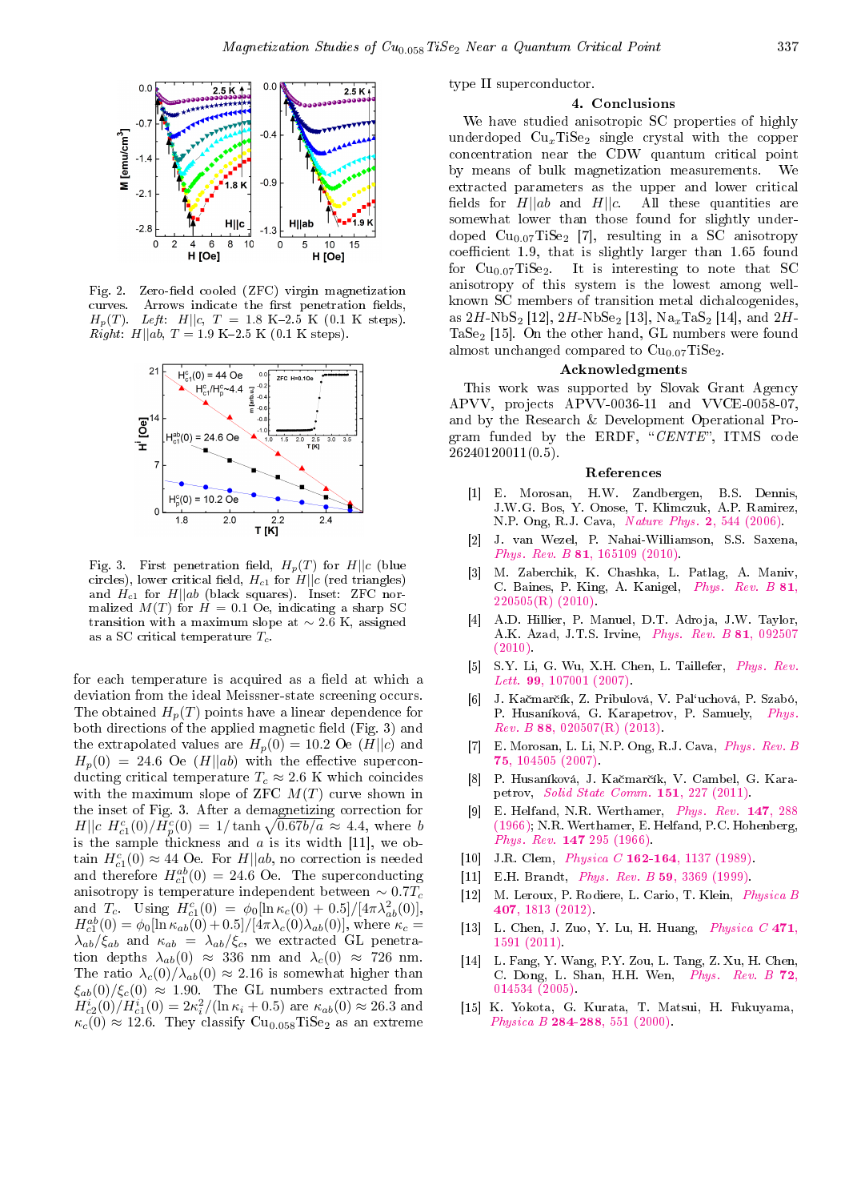M [emu/cm³]

0.0
-0.7
-1.4
-2.1
-2.8

2.5 K
1.8 K
H||c

0 2 4 6 8 10
H [Oe]

0.0
-0.4
-0.9
-1.3

2.5 K
1.9 K
H||ab

0 5 10 15
H [Oe]

Fig. 2. Zero-field cooled (ZFC) virgin magnetization curves. Arrows indicate the first penetration fields, $H_p(T)$. *Left*: $H||c$, $T$ = 1.8 K–2.5 K (0.1 K steps). *Right*: $H||ab$, $T$ = 1.9 K–2.5 K (0.1 K steps).

$H^i$ [Oe]

21
14
7
0

$H^c_{c1}(0)$ = 44 Oe
$H^c_{c1}/H^c_p$~4.4
$H^{ab}_{c1}(0)$ = 24.6 Oe
$H^c_p(0)$ = 10.2 Oe

1.8 2.0 2.2 2.4
T [K]

ZFC H=0.1Oe
m [arb.u.]
0.0 -0.2 -0.4 -0.6 -0.8 -1.0
1.0 1.5 2.0 2.5 3.0 3.5
T [K]

Fig. 3. First penetration field, $H_p(T)$ for $H||c$ (blue circles), lower critical field, $H_{c1}$ for $H||c$ (red triangles) and $H_{c1}$ for $H||ab$ (black squares). Inset: ZFC normalized $M(T)$ for $H$ = 0.1 Oe, indicating a sharp SC transition with a maximum slope at ~ 2.6 K, assigned as a SC critical temperature $T_c$.

for each temperature is acquired as a field at which a deviation from the ideal Meissner-state screening occurs. The obtained $H_p(T)$ points have a linear dependence for both directions of the applied magnetic field (Fig. 3) and the extrapolated values are $H_p(0)$ = 10.2 Oe ($H||c$) and $H_p(0)$ = 24.6 Oe ($H||ab$) with the effective superconducting critical temperature $T_c \approx 2.6$ K which coincides with the maximum slope of ZFC $M(T)$ curve shown in the inset of Fig. 3. After a demagnetizing correction for $H||c$ $H^c_{c1}(0)/H^c_p(0) = 1/\tanh\sqrt{0.67b/a} \approx 4.4$, where $b$ is the sample thickness and $a$ is its width [11], we obtain $H^c_{c1}(0) \approx 44$ Oe. For $H||ab$, no correction is needed and therefore $H^{ab}_{c1}(0)$ = 24.6 Oe. The superconducting anisotropy is temperature independent between $\sim 0.7T_c$ and $T_c$. Using $H^c_{c1}(0) = \phi_0[\ln\kappa_c(0) + 0.5]/[4\pi\lambda^2_{ab}(0)]$, $H^{ab}_{c1}(0) = \phi_0[\ln\kappa_{ab}(0) + 0.5]/[4\pi\lambda_c(0)\lambda_{ab}(0)]$, where $\kappa_c = \lambda_{ab}/\xi_{ab}$ and $\kappa_{ab} = \lambda_{ab}/\xi_c$, we extracted GL penetration depths $\lambda_{ab}(0) \approx 336$ nm and $\lambda_c(0) \approx 726$ nm. The ratio $\lambda_c(0)/\lambda_{ab}(0) \approx 2.16$ is somewhat higher than $\xi_{ab}(0)/\xi_c(0) \approx 1.90$. The GL numbers extracted from $H^i_{c2}(0)/H^i_{c1}(0) = 2\kappa^2_i/(\ln\kappa_i + 0.5)$ are $\kappa_{ab}(0) \approx 26.3$ and $\kappa_c(0) \approx 12.6$. They classify $Cu_{0.058}TiSe_2$ as an extreme type II superconductor.

## 4. Conclusions

We have studied anisotropic SC properties of highly underdoped $Cu_xTiSe_2$ single crystal with the copper concentration near the CDW quantum critical point by means of bulk magnetization measurements. We extracted SC parameters as the upper and lower critical fields for $H||ab$ and $H||c$. All these quantities are somewhat lower than those found for slightly underdoped $Cu_{0.07}TiSe_2$ [7], resulting in a SC anisotropy coefficient 1.9, that is slightly larger than 1.65 found for $Cu_{0.07}TiSe_2$. It is interesting to note that SC anisotropy of this system is the lowest among well-known SC members of transition metal dichalcogenides, as $2H$-$NbS_2$ [12], $2H$-$NbSe_2$ [13], $Na_xTaS_2$ [14], and $2H$-$TaSe_2$ [15]. On the other hand, GL numbers were found almost unchanged compared to $Cu_{0.07}TiSe_2$.

### Acknowledgments

This work was supported by Slovak Grant Agency APVV, projects APVV-0036-11 and VVCE-0058-07, and by the Research & Development Operational Program funded by the ERDF, "*CENTE*", ITMS code 26240120011(0.5).

### References

[1] E. Morosan, H.W. Zandbergen, B.S. Dennis, J.W.G. Bos, Y. Onose, T. Klimczuk, A.P. Ramirez, N.P. Ong, R.J. Cava, *Nature Phys.* **2**, 544 (2006).

[2] J. van Wezel, P. Nahai-Williamson, S.S. Saxena, *Phys. Rev. B* **81**, 165109 (2010).

[3] M. Zaberchik, K. Chashka, L. Patlag, A. Maniv, C. Baines, P. King, A. Kanigel, *Phys. Rev. B* **81**, 220505(R) (2010).

[4] A.D. Hillier, P. Manuel, D.T. Adroja, J.W. Taylor, A.K. Azad, J.T.S. Irvine, *Phys. Rev. B* **81**, 092507 (2010).

[5] S.Y. Li, G. Wu, X.H. Chen, L. Taillefer, *Phys. Rev. Lett.* **99**, 107001 (2007).

[6] J. Kačmarčík, Z. Pribulová, V. Pal'uchová, P. Szabó, P. Husaníková, G. Karapetrov, P. Samuely, *Phys. Rev. B* **88**, 020507(R) (2013).

[7] E. Morosan, L. Li, N.P. Ong, R.J. Cava, *Phys. Rev. B* **75**, 104505 (2007).

[8] P. Husaníková, J. Kačmarčík, V. Cambel, G. Karapetrov, *Solid State Comm.* **151**, 227 (2011).

[9] E. Helfand, N.R. Werthamer, *Phys. Rev.* **147**, 288 (1966); N.R. Werthamer, E. Helfand, P.C. Hohenberg, *Phys. Rev.* **147** 295 (1966).

[10] J.R. Clem, *Physica C* **162-164**, 1137 (1989).

[11] E.H. Brandt, *Phys. Rev. B* **59**, 3369 (1999).

[12] M. Leroux, P. Rodiere, L. Cario, T. Klein, *Physica B* **407**, 1813 (2012).

[13] L. Chen, J. Zuo, Y. Lu, H. Huang, *Physica C* **471**, 1591 (2011).

[14] L. Fang, Y. Wang, P.Y. Zou, L. Tang, Z. Xu, H. Chen, C. Dong, L. Shan, H.H. Wen, *Phys. Rev. B* **72**, 014534 (2005).

[15] K. Yokota, G. Kurata, T. Matsui, H. Fukuyama, *Physica B* **284-288**, 551 (2000).